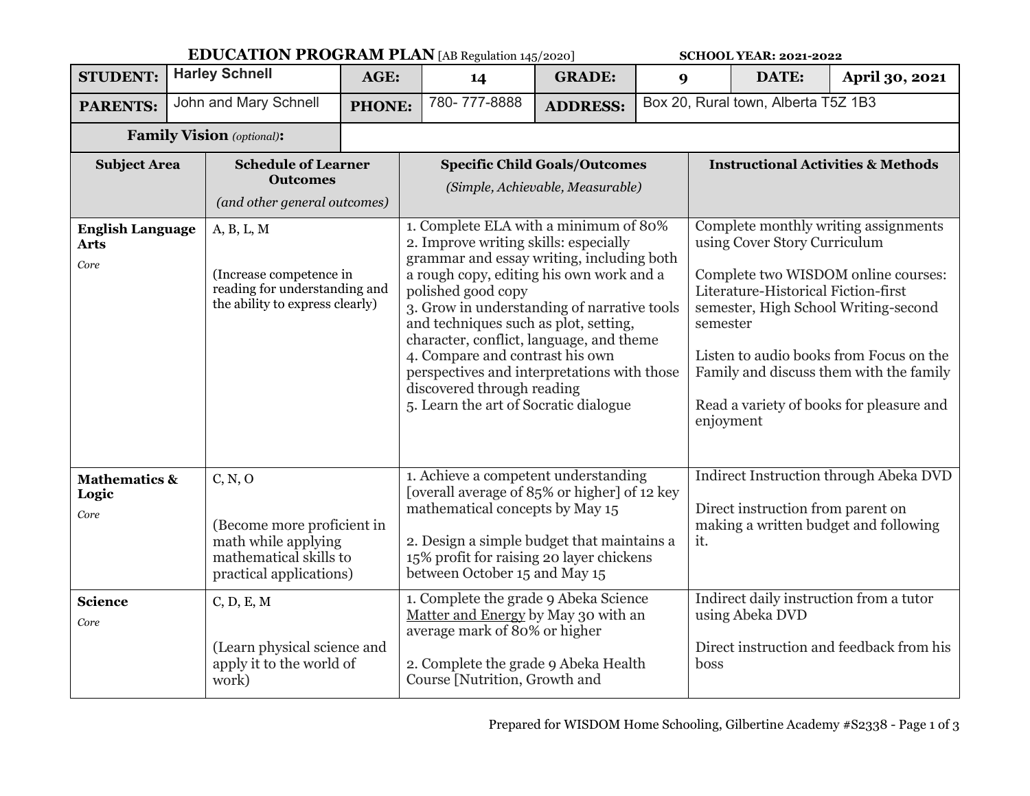## EDUCATION PROGRAM PLAN [AB Regulation 145/2020] SCHOOL YEAR: 2021-2022

| **STUDENT:** | Harley Schnell | **AGE:** | 14 | **GRADE:** | 9 | **DATE:** | **April 30, 2021** |
|---|---|---|---|---|---|---|---|
| **PARENTS:** | John and Mary Schnell | **PHONE:** | 780- 777-8888 | **ADDRESS:** | Box 20, Rural town, Alberta T5Z 1B3 | | |
| **Family Vision** *(optional)***:** | | | | | | | |

| Subject Area | Schedule of Learner Outcomes *(and other general outcomes)* | Specific Child Goals/Outcomes *(Simple, Achievable, Measurable)* | Instructional Activities & Methods |
|---|---|---|---|
| **English Language Arts** *Core* | A, B, L, M<br><br>(Increase competence in reading for understanding and the ability to express clearly) | 1. Complete ELA with a minimum of 80%<br>2. Improve writing skills: especially grammar and essay writing, including both a rough copy, editing his own work and a polished good copy<br>3. Grow in understanding of narrative tools and techniques such as plot, setting, character, conflict, language, and theme<br>4. Compare and contrast his own perspectives and interpretations with those discovered through reading<br>5. Learn the art of Socratic dialogue | Complete monthly writing assignments using Cover Story Curriculum<br><br>Complete two WISDOM online courses: Literature-Historical Fiction-first semester, High School Writing-second semester<br><br>Listen to audio books from Focus on the Family and discuss them with the family<br><br>Read a variety of books for pleasure and enjoyment |
| **Mathematics & Logic** *Core* | C, N, O<br><br>(Become more proficient in math while applying mathematical skills to practical applications) | 1. Achieve a competent understanding [overall average of 85% or higher] of 12 key mathematical concepts by May 15<br><br>2. Design a simple budget that maintains a 15% profit for raising 20 layer chickens between October 15 and May 15 | Indirect Instruction through Abeka DVD<br><br>Direct instruction from parent on making a written budget and following it. |
| **Science** *Core* | C, D, E, M<br><br>(Learn physical science and apply it to the world of work) | 1. Complete the grade 9 Abeka Science <u>Matter and Energy</u> by May 30 with an average mark of 80% or higher<br><br>2. Complete the grade 9 Abeka Health Course [Nutrition, Growth and | Indirect daily instruction from a tutor using Abeka DVD<br><br>Direct instruction and feedback from his boss |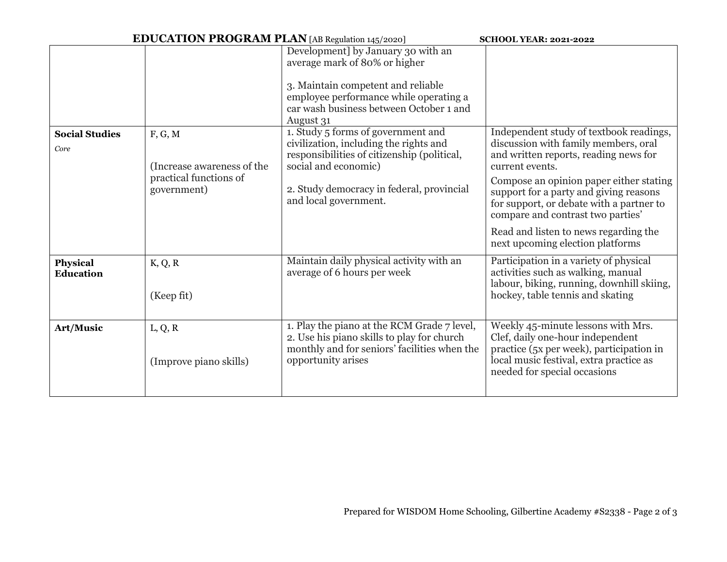| | | | |
|---|---|---|---|
| | | Development] by January 30 with an average mark of 80% or higher<br><br>3. Maintain competent and reliable employee performance while operating a car wash business between October 1 and August 31 | |
| **Social Studies**<br>*Core* | F, G, M<br><br>(Increase awareness of the practical functions of government) | 1. Study 5 forms of government and civilization, including the rights and responsibilities of citizenship (political, social and economic)<br><br>2. Study democracy in federal, provincial and local government. | Independent study of textbook readings, discussion with family members, oral and written reports, reading news for current events.<br><br>Compose an opinion paper either stating support for a party and giving reasons for support, or debate with a partner to compare and contrast two parties'<br><br>Read and listen to news regarding the next upcoming election platforms |
| **Physical Education** | K, Q, R<br><br>(Keep fit) | Maintain daily physical activity with an average of 6 hours per week | Participation in a variety of physical activities such as walking, manual labour, biking, running, downhill skiing, hockey, table tennis and skating |
| **Art/Music** | L, Q, R<br><br>(Improve piano skills) | 1. Play the piano at the RCM Grade 7 level,<br>2. Use his piano skills to play for church monthly and for seniors' facilities when the opportunity arises | Weekly 45-minute lessons with Mrs. Clef, daily one-hour independent practice (5x per week), participation in local music festival, extra practice as needed for special occasions |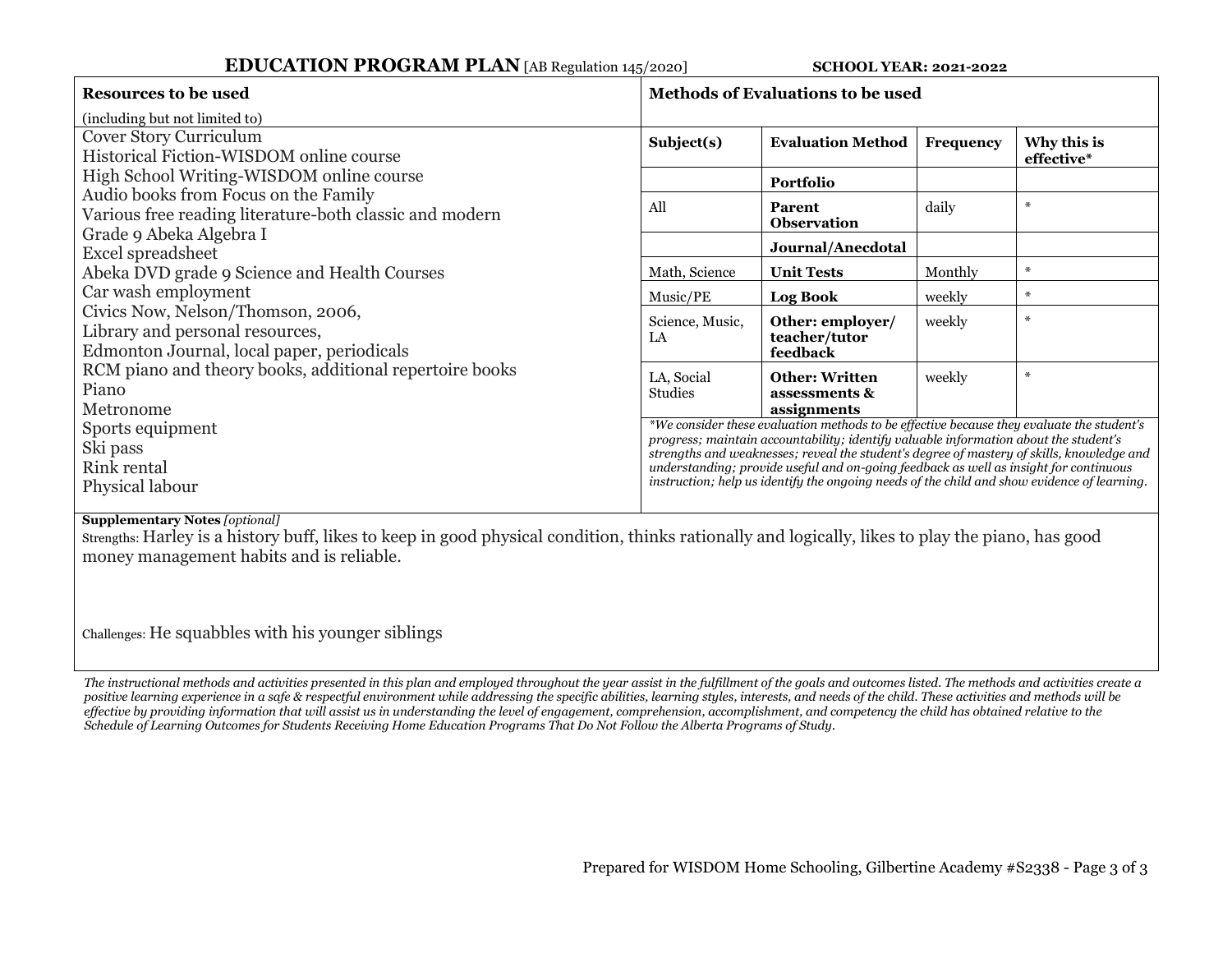## EDUCATION PROGRAM PLAN [AB Regulation 145/2020] SCHOOL YEAR: 2021-2022

**Resources to be used**

(including but not limited to)

Cover Story Curriculum
Historical Fiction-WISDOM online course
High School Writing-WISDOM online course
Audio books from Focus on the Family
Various free reading literature-both classic and modern
Grade 9 Abeka Algebra I
Excel spreadsheet
Abeka DVD grade 9 Science and Health Courses
Car wash employment
Civics Now, Nelson/Thomson, 2006,
Library and personal resources,
Edmonton Journal, local paper, periodicals
RCM piano and theory books, additional repertoire books
Piano
Metronome
Sports equipment
Ski pass
Rink rental
Physical labour

**Methods of Evaluations to be used**

| Subject(s) | Evaluation Method | Frequency | Why this is effective* |
|---|---|---|---|
| | **Portfolio** | | |
| All | **Parent Observation** | daily | * |
| | **Journal/Anecdotal** | | |
| Math, Science | **Unit Tests** | Monthly | * |
| Music/PE | **Log Book** | weekly | * |
| Science, Music, LA | **Other: employer/ teacher/tutor feedback** | weekly | * |
| LA, Social Studies | **Other: Written assessments & assignments** | weekly | * |

*\*We consider these evaluation methods to be effective because they evaluate the student's progress; maintain accountability; identify valuable information about the student's strengths and weaknesses; reveal the student's degree of mastery of skills, knowledge and understanding; provide useful and on-going feedback as well as insight for continuous instruction; help us identify the ongoing needs of the child and show evidence of learning.*

**Supplementary Notes** *[optional]*

Strengths: Harley is a history buff, likes to keep in good physical condition, thinks rationally and logically, likes to play the piano, has good money management habits and is reliable.

Challenges: He squabbles with his younger siblings

*The instructional methods and activities presented in this plan and employed throughout the year assist in the fulfillment of the goals and outcomes listed. The methods and activities create a positive learning experience in a safe & respectful environment while addressing the specific abilities, learning styles, interests, and needs of the child. These activities and methods will be effective by providing information that will assist us in understanding the level of engagement, comprehension, accomplishment, and competency the child has obtained relative to the Schedule of Learning Outcomes for Students Receiving Home Education Programs That Do Not Follow the Alberta Programs of Study.*

Prepared for WISDOM Home Schooling, Gilbertine Academy #S2338